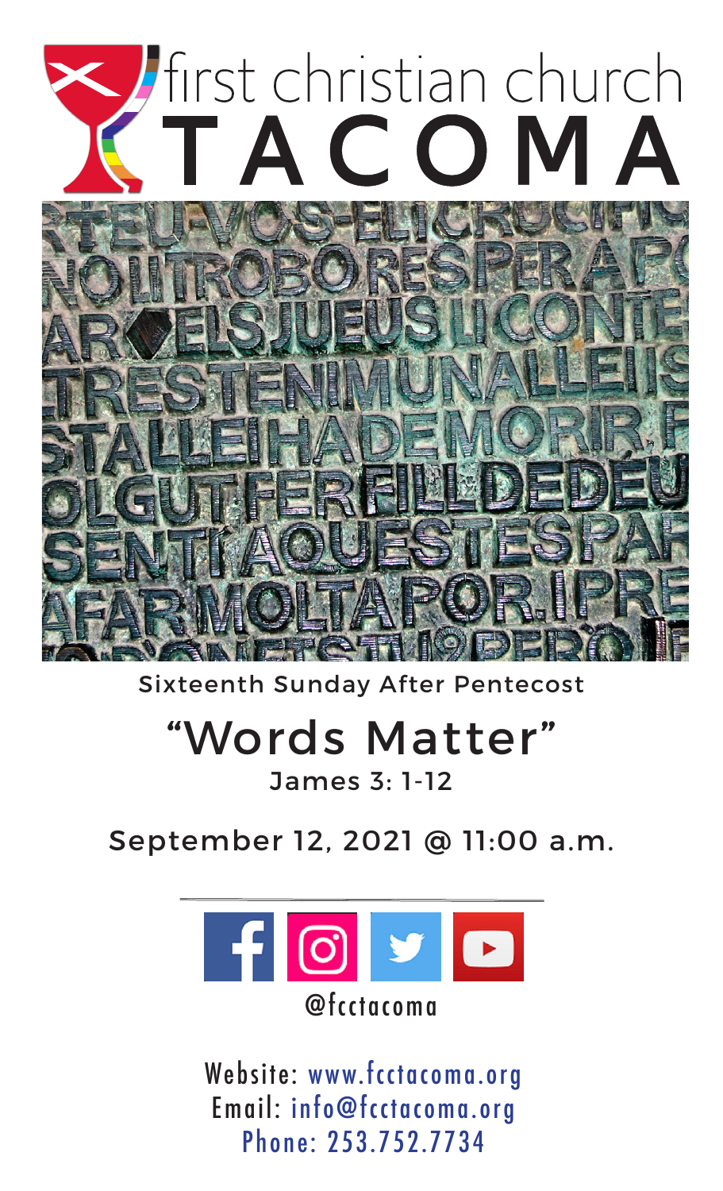# first christian church TACOMA

Sixteenth Sunday After Pentecost

## "Words Matter"

James 3: 1-12

September 12, 2021 @ 11:00 a.m.

@fcctacoma

Website: www.fcctacoma.org
Email: info@fcctacoma.org
Phone: 253.752.7734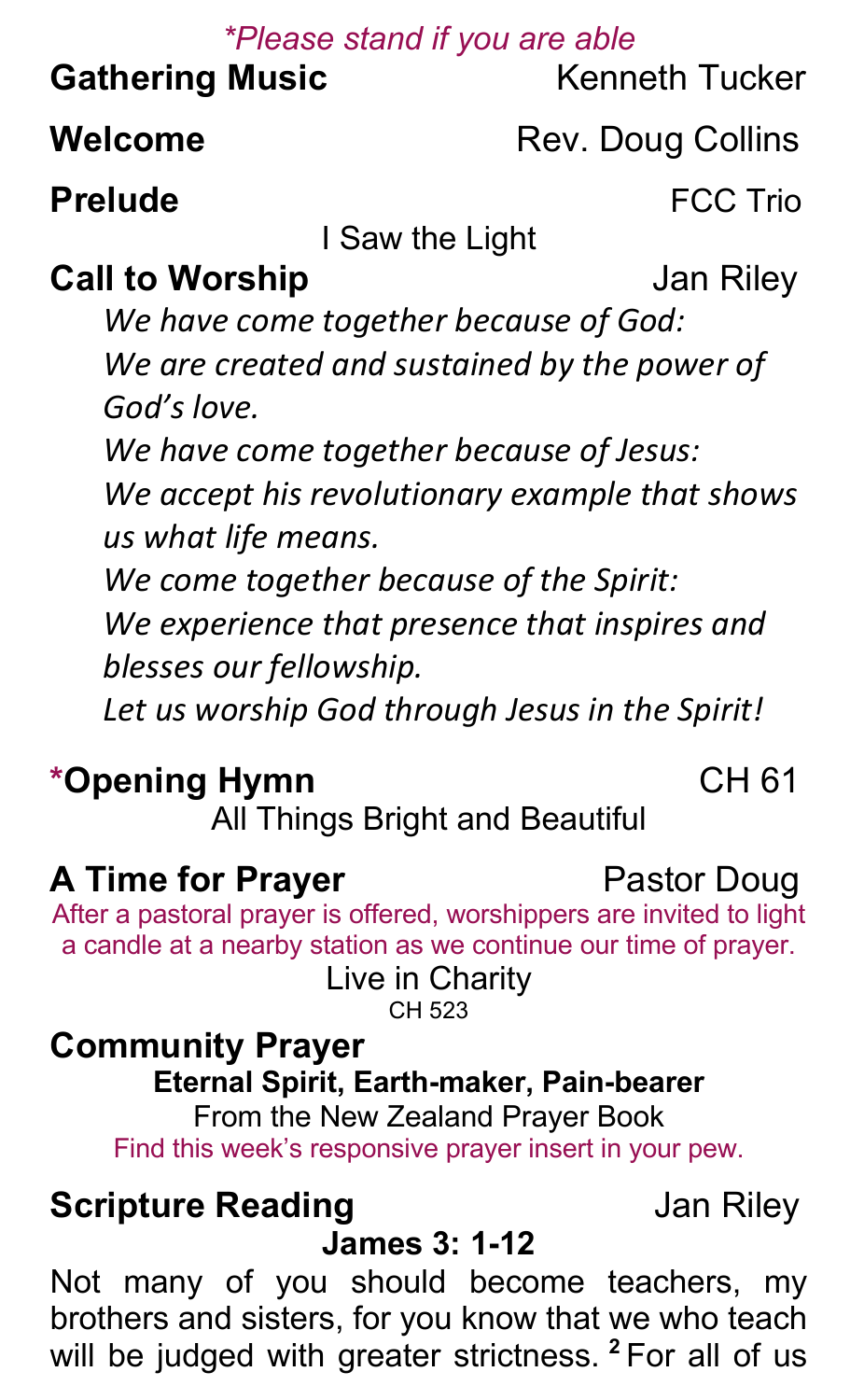*\*Please stand if you are able*

**Gathering Music** Kenneth Tucker

**Welcome** Rev. Doug Collins

**Prelude** FCC Trio

I Saw the Light

**Call to Worship** Jan Riley

*We have come together because of God:*
*We are created and sustained by the power of God's love.*
*We have come together because of Jesus:*
*We accept his revolutionary example that shows us what life means.*
*We come together because of the Spirit:*
*We experience that presence that inspires and blesses our fellowship.*
*Let us worship God through Jesus in the Spirit!*

**\*Opening Hymn** CH 61

All Things Bright and Beautiful

**A Time for Prayer** Pastor Doug

After a pastoral prayer is offered, worshippers are invited to light a candle at a nearby station as we continue our time of prayer.

Live in Charity
CH 523

**Community Prayer**

**Eternal Spirit, Earth-maker, Pain-bearer**
From the New Zealand Prayer Book
Find this week's responsive prayer insert in your pew.

**Scripture Reading** Jan Riley

**James 3: 1-12**

Not many of you should become teachers, my brothers and sisters, for you know that we who teach will be judged with greater strictness. **2** For all of us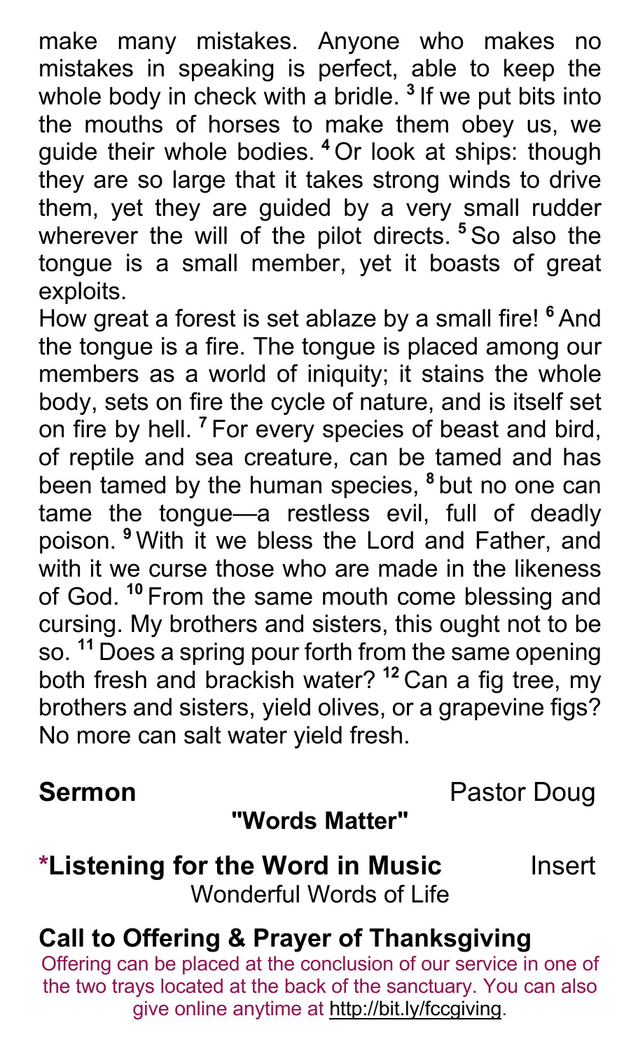make many mistakes. Anyone who makes no mistakes in speaking is perfect, able to keep the whole body in check with a bridle. [3] If we put bits into the mouths of horses to make them obey us, we guide their whole bodies. [4] Or look at ships: though they are so large that it takes strong winds to drive them, yet they are guided by a very small rudder wherever the will of the pilot directs. [5] So also the tongue is a small member, yet it boasts of great exploits.

How great a forest is set ablaze by a small fire! [6] And the tongue is a fire. The tongue is placed among our members as a world of iniquity; it stains the whole body, sets on fire the cycle of nature, and is itself set on fire by hell. [7] For every species of beast and bird, of reptile and sea creature, can be tamed and has been tamed by the human species, [8] but no one can tame the tongue—a restless evil, full of deadly poison. [9] With it we bless the Lord and Father, and with it we curse those who are made in the likeness of God. [10] From the same mouth come blessing and cursing. My brothers and sisters, this ought not to be so. [11] Does a spring pour forth from the same opening both fresh and brackish water? [12] Can a fig tree, my brothers and sisters, yield olives, or a grapevine figs? No more can salt water yield fresh.

**Sermon** Pastor Doug

**"Words Matter"**

**\*Listening for the Word in Music** Insert

Wonderful Words of Life

**Call to Offering & Prayer of Thanksgiving**

Offering can be placed at the conclusion of our service in one of the two trays located at the back of the sanctuary. You can also give online anytime at http://bit.ly/fccgiving.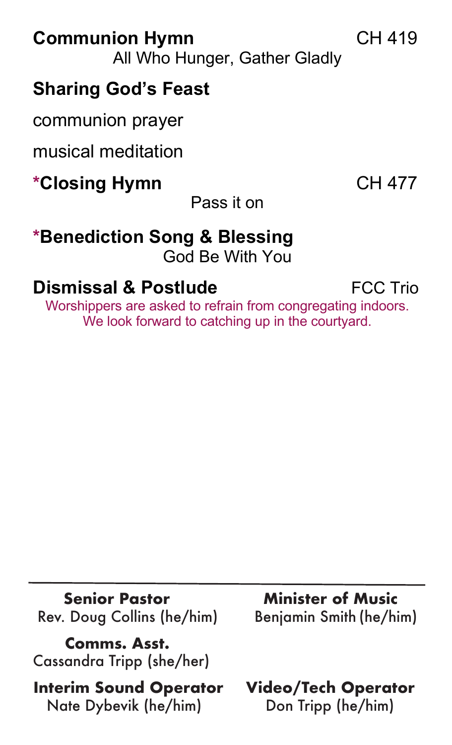**Communion Hymn** CH 419

All Who Hunger, Gather Gladly

**Sharing God's Feast**

communion prayer

musical meditation

***Closing Hymn** CH 477

Pass it on

***Benediction Song & Blessing**

God Be With You

**Dismissal & Postlude** FCC Trio

Worshippers are asked to refrain from congregating indoors. We look forward to catching up in the courtyard.

---

**Senior Pastor**
Rev. Doug Collins (he/him)

**Minister of Music**
Benjamin Smith (he/him)

**Comms. Asst.**
Cassandra Tripp (she/her)

**Interim Sound Operator**
Nate Dybevik (he/him)

**Video/Tech Operator**
Don Tripp (he/him)